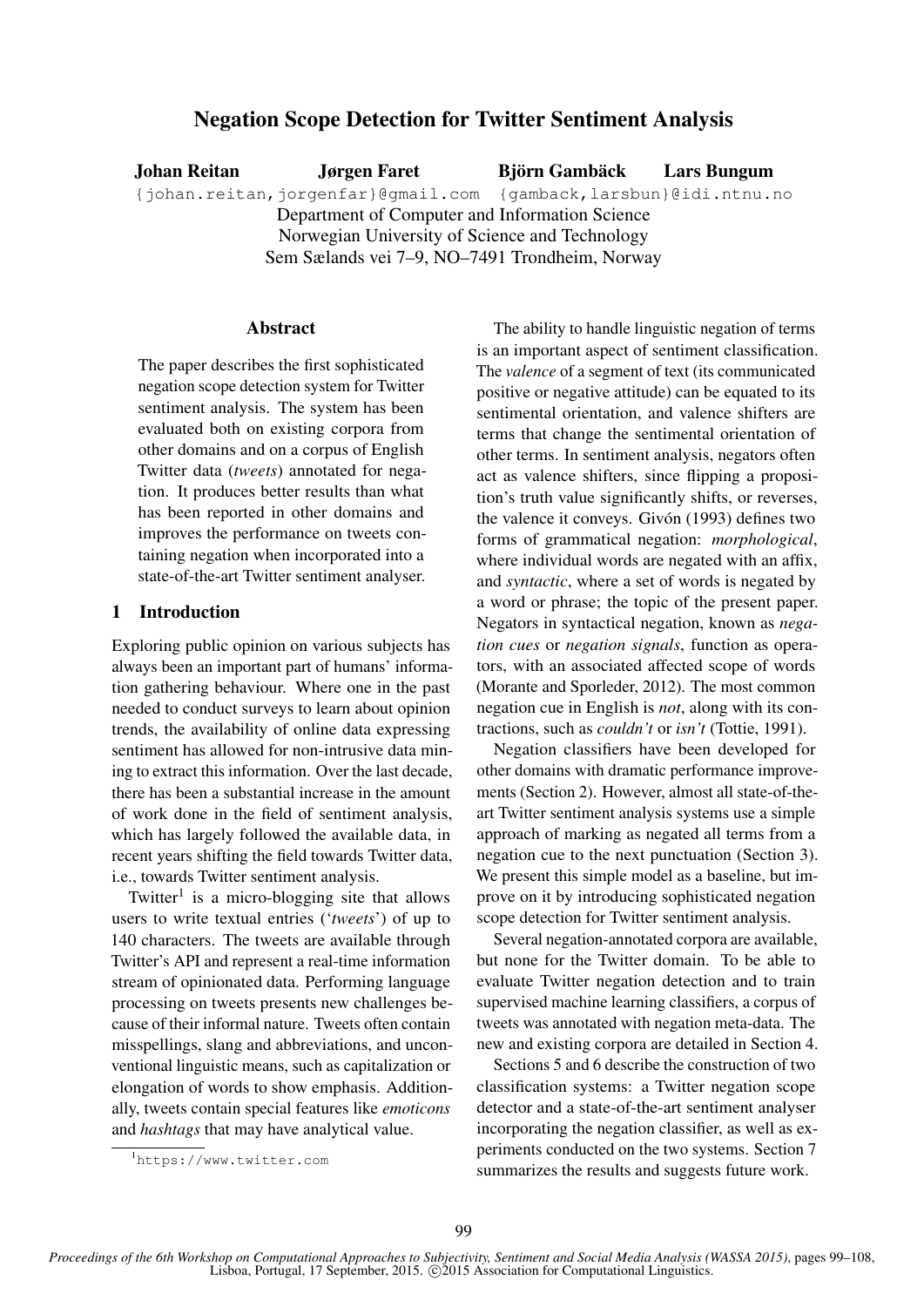# Negation Scope Detection for Twitter Sentiment Analysis

**Johan Reitan** **Jørgen Faret** **Björn Gambäck** **Lars Bungum**

{johan.reitan,jorgenfar}@gmail.com {gamback,larsbun}@idi.ntnu.no

Department of Computer and Information Science
Norwegian University of Science and Technology
Sem Sælands vei 7–9, NO–7491 Trondheim, Norway

## Abstract

The paper describes the first sophisticated negation scope detection system for Twitter sentiment analysis. The system has been evaluated both on existing corpora from other domains and on a corpus of English Twitter data (*tweets*) annotated for negation. It produces better results than what has been reported in other domains and improves the performance on tweets containing negation when incorporated into a state-of-the-art Twitter sentiment analyser.

## 1 Introduction

Exploring public opinion on various subjects has always been an important part of humans' information gathering behaviour. Where one in the past needed to conduct surveys to learn about opinion trends, the availability of online data expressing sentiment has allowed for non-intrusive data mining to extract this information. Over the last decade, there has been a substantial increase in the amount of work done in the field of sentiment analysis, which has largely followed the available data, in recent years shifting the field towards Twitter data, i.e., towards Twitter sentiment analysis.

Twitter[1] is a micro-blogging site that allows users to write textual entries ('*tweets*') of up to 140 characters. The tweets are available through Twitter's API and represent a real-time information stream of opinionated data. Performing language processing on tweets presents new challenges because of their informal nature. Tweets often contain misspellings, slang and abbreviations, and unconventional linguistic means, such as capitalization or elongation of words to show emphasis. Additionally, tweets contain special features like *emoticons* and *hashtags* that may have analytical value.

The ability to handle linguistic negation of terms is an important aspect of sentiment classification. The *valence* of a segment of text (its communicated positive or negative attitude) can be equated to its sentimental orientation, and valence shifters are terms that change the sentimental orientation of other terms. In sentiment analysis, negators often act as valence shifters, since flipping a proposition's truth value significantly shifts, or reverses, the valence it conveys. Givón (1993) defines two forms of grammatical negation: *morphological*, where individual words are negated with an affix, and *syntactic*, where a set of words is negated by a word or phrase; the topic of the present paper. Negators in syntactical negation, known as *negation cues* or *negation signals*, function as operators, with an associated affected scope of words (Morante and Sporleder, 2012). The most common negation cue in English is *not*, along with its contractions, such as *couldn't* or *isn't* (Tottie, 1991).

Negation classifiers have been developed for other domains with dramatic performance improvements (Section 2). However, almost all state-of-the-art Twitter sentiment analysis systems use a simple approach of marking as negated all terms from a negation cue to the next punctuation (Section 3). We present this simple model as a baseline, but improve on it by introducing sophisticated negation scope detection for Twitter sentiment analysis.

Several negation-annotated corpora are available, but none for the Twitter domain. To be able to evaluate Twitter negation detection and to train supervised machine learning classifiers, a corpus of tweets was annotated with negation meta-data. The new and existing corpora are detailed in Section 4.

Sections 5 and 6 describe the construction of two classification systems: a Twitter negation scope detector and a state-of-the-art sentiment analyser incorporating the negation classifier, as well as experiments conducted on the two systems. Section 7 summarizes the results and suggests future work.

[1] https://www.twitter.com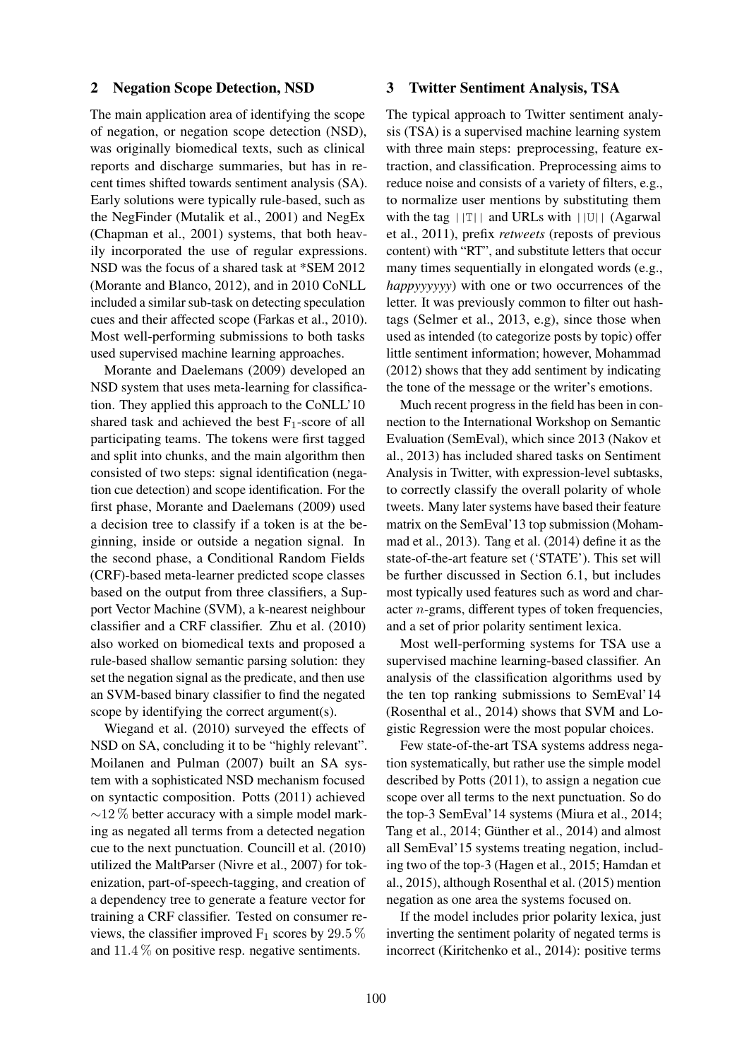## 2 Negation Scope Detection, NSD

The main application area of identifying the scope of negation, or negation scope detection (NSD), was originally biomedical texts, such as clinical reports and discharge summaries, but has in recent times shifted towards sentiment analysis (SA). Early solutions were typically rule-based, such as the NegFinder (Mutalik et al., 2001) and NegEx (Chapman et al., 2001) systems, that both heavily incorporated the use of regular expressions. NSD was the focus of a shared task at *SEM 2012 (Morante and Blanco, 2012), and in 2010 CoNLL included a similar sub-task on detecting speculation cues and their affected scope (Farkas et al., 2010). Most well-performing submissions to both tasks used supervised machine learning approaches.

Morante and Daelemans (2009) developed an NSD system that uses meta-learning for classification. They applied this approach to the CoNLL'10 shared task and achieved the best $F_1$-score of all participating teams. The tokens were first tagged and split into chunks, and the main algorithm then consisted of two steps: signal identification (negation cue detection) and scope identification. For the first phase, Morante and Daelemans (2009) used a decision tree to classify if a token is at the beginning, inside or outside a negation signal. In the second phase, a Conditional Random Fields (CRF)-based meta-learner predicted scope classes based on the output from three classifiers, a Support Vector Machine (SVM), a k-nearest neighbour classifier and a CRF classifier. Zhu et al. (2010) also worked on biomedical texts and proposed a rule-based shallow semantic parsing solution: they set the negation signal as the predicate, and then use an SVM-based binary classifier to find the negated scope by identifying the correct argument(s).

Wiegand et al. (2010) surveyed the effects of NSD on SA, concluding it to be "highly relevant". Moilanen and Pulman (2007) built an SA system with a sophisticated NSD mechanism focused on syntactic composition. Potts (2011) achieved $\sim 12\,\%$ better accuracy with a simple model marking as negated all terms from a detected negation cue to the next punctuation. Councill et al. (2010) utilized the MaltParser (Nivre et al., 2007) for tokenization, part-of-speech-tagging, and creation of a dependency tree to generate a feature vector for training a CRF classifier. Tested on consumer reviews, the classifier improved $F_1$ scores by $29.5\,\%$ and $11.4\,\%$ on positive resp. negative sentiments.

## 3 Twitter Sentiment Analysis, TSA

The typical approach to Twitter sentiment analysis (TSA) is a supervised machine learning system with three main steps: preprocessing, feature extraction, and classification. Preprocessing aims to reduce noise and consists of a variety of filters, e.g., to normalize user mentions by substituting them with the tag `||T||` and URLs with `||U||` (Agarwal et al., 2011), prefix *retweets* (reposts of previous content) with "RT", and substitute letters that occur many times sequentially in elongated words (e.g., *happyyyyyy*) with one or two occurrences of the letter. It was previously common to filter out hashtags (Selmer et al., 2013, e.g), since those when used as intended (to categorize posts by topic) offer little sentiment information; however, Mohammad (2012) shows that they add sentiment by indicating the tone of the message or the writer's emotions.

Much recent progress in the field has been in connection to the International Workshop on Semantic Evaluation (SemEval), which since 2013 (Nakov et al., 2013) has included shared tasks on Sentiment Analysis in Twitter, with expression-level subtasks, to correctly classify the overall polarity of whole tweets. Many later systems have based their feature matrix on the SemEval'13 top submission (Mohammad et al., 2013). Tang et al. (2014) define it as the state-of-the-art feature set ('STATE'). This set will be further discussed in Section 6.1, but includes most typically used features such as word and character $n$-grams, different types of token frequencies, and a set of prior polarity sentiment lexica.

Most well-performing systems for TSA use a supervised machine learning-based classifier. An analysis of the classification algorithms used by the ten top ranking submissions to SemEval'14 (Rosenthal et al., 2014) shows that SVM and Logistic Regression were the most popular choices.

Few state-of-the-art TSA systems address negation systematically, but rather use the simple model described by Potts (2011), to assign a negation cue scope over all terms to the next punctuation. So do the top-3 SemEval'14 systems (Miura et al., 2014; Tang et al., 2014; Günther et al., 2014) and almost all SemEval'15 systems treating negation, including two of the top-3 (Hagen et al., 2015; Hamdan et al., 2015), although Rosenthal et al. (2015) mention negation as one area the systems focused on.

If the model includes prior polarity lexica, just inverting the sentiment polarity of negated terms is incorrect (Kiritchenko et al., 2014): positive terms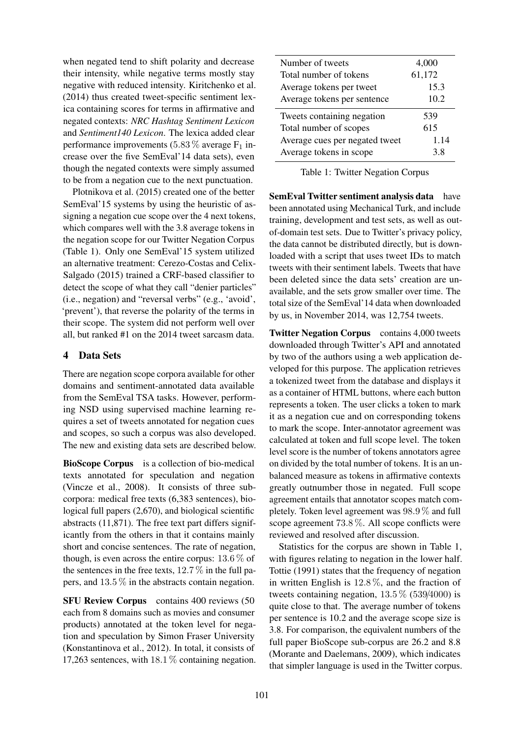when negated tend to shift polarity and decrease their intensity, while negative terms mostly stay negative with reduced intensity. Kiritchenko et al. (2014) thus created tweet-specific sentiment lexica containing scores for terms in affirmative and negated contexts: *NRC Hashtag Sentiment Lexicon* and *Sentiment140 Lexicon*. The lexica added clear performance improvements (5.83 % average $F_1$ increase over the five SemEval'14 data sets), even though the negated contexts were simply assumed to be from a negation cue to the next punctuation.

Plotnikova et al. (2015) created one of the better SemEval'15 systems by using the heuristic of assigning a negation cue scope over the 4 next tokens, which compares well with the 3.8 average tokens in the negation scope for our Twitter Negation Corpus (Table 1). Only one SemEval'15 system utilized an alternative treatment: Cerezo-Costas and Celix-Salgado (2015) trained a CRF-based classifier to detect the scope of what they call "denier particles" (i.e., negation) and "reversal verbs" (e.g., 'avoid', 'prevent'), that reverse the polarity of the terms in their scope. The system did not perform well over all, but ranked #1 on the 2014 tweet sarcasm data.

## 4 Data Sets

There are negation scope corpora available for other domains and sentiment-annotated data available from the SemEval TSA tasks. However, performing NSD using supervised machine learning requires a set of tweets annotated for negation cues and scopes, so such a corpus was also developed. The new and existing data sets are described below.

**BioScope Corpus** is a collection of bio-medical texts annotated for speculation and negation (Vincze et al., 2008). It consists of three subcorpora: medical free texts (6,383 sentences), biological full papers (2,670), and biological scientific abstracts (11,871). The free text part differs significantly from the others in that it contains mainly short and concise sentences. The rate of negation, though, is even across the entire corpus: 13.6 % of the sentences in the free texts, 12.7 % in the full papers, and 13.5 % in the abstracts contain negation.

**SFU Review Corpus** contains 400 reviews (50 each from 8 domains such as movies and consumer products) annotated at the token level for negation and speculation by Simon Fraser University (Konstantinova et al., 2012). In total, it consists of 17,263 sentences, with 18.1 % containing negation.

| | |
|---|---|
| Number of tweets | 4,000 |
| Total number of tokens | 61,172 |
| Average tokens per tweet | 15.3 |
| Average tokens per sentence | 10.2 |
| Tweets containing negation | 539 |
| Total number of scopes | 615 |
| Average cues per negated tweet | 1.14 |
| Average tokens in scope | 3.8 |

Table 1: Twitter Negation Corpus

**SemEval Twitter sentiment analysis data** have been annotated using Mechanical Turk, and include training, development and test sets, as well as out-of-domain test sets. Due to Twitter's privacy policy, the data cannot be distributed directly, but is downloaded with a script that uses tweet IDs to match tweets with their sentiment labels. Tweets that have been deleted since the data sets' creation are unavailable, and the sets grow smaller over time. The total size of the SemEval'14 data when downloaded by us, in November 2014, was 12,754 tweets.

**Twitter Negation Corpus** contains 4,000 tweets downloaded through Twitter's API and annotated by two of the authors using a web application developed for this purpose. The application retrieves a tokenized tweet from the database and displays it as a container of HTML buttons, where each button represents a token. The user clicks a token to mark it as a negation cue and on corresponding tokens to mark the scope. Inter-annotator agreement was calculated at token and full scope level. The token level score is the number of tokens annotators agree on divided by the total number of tokens. It is an unbalanced measure as tokens in affirmative contexts greatly outnumber those in negated. Full scope agreement entails that annotator scopes match completely. Token level agreement was 98.9 % and full scope agreement 73.8 %. All scope conflicts were reviewed and resolved after discussion.

Statistics for the corpus are shown in Table 1, with figures relating to negation in the lower half. Tottie (1991) states that the frequency of negation in written English is 12.8 %, and the fraction of tweets containing negation, 13.5 % (539/4000) is quite close to that. The average number of tokens per sentence is 10.2 and the average scope size is 3.8. For comparison, the equivalent numbers of the full paper BioScope sub-corpus are 26.2 and 8.8 (Morante and Daelemans, 2009), which indicates that simpler language is used in the Twitter corpus.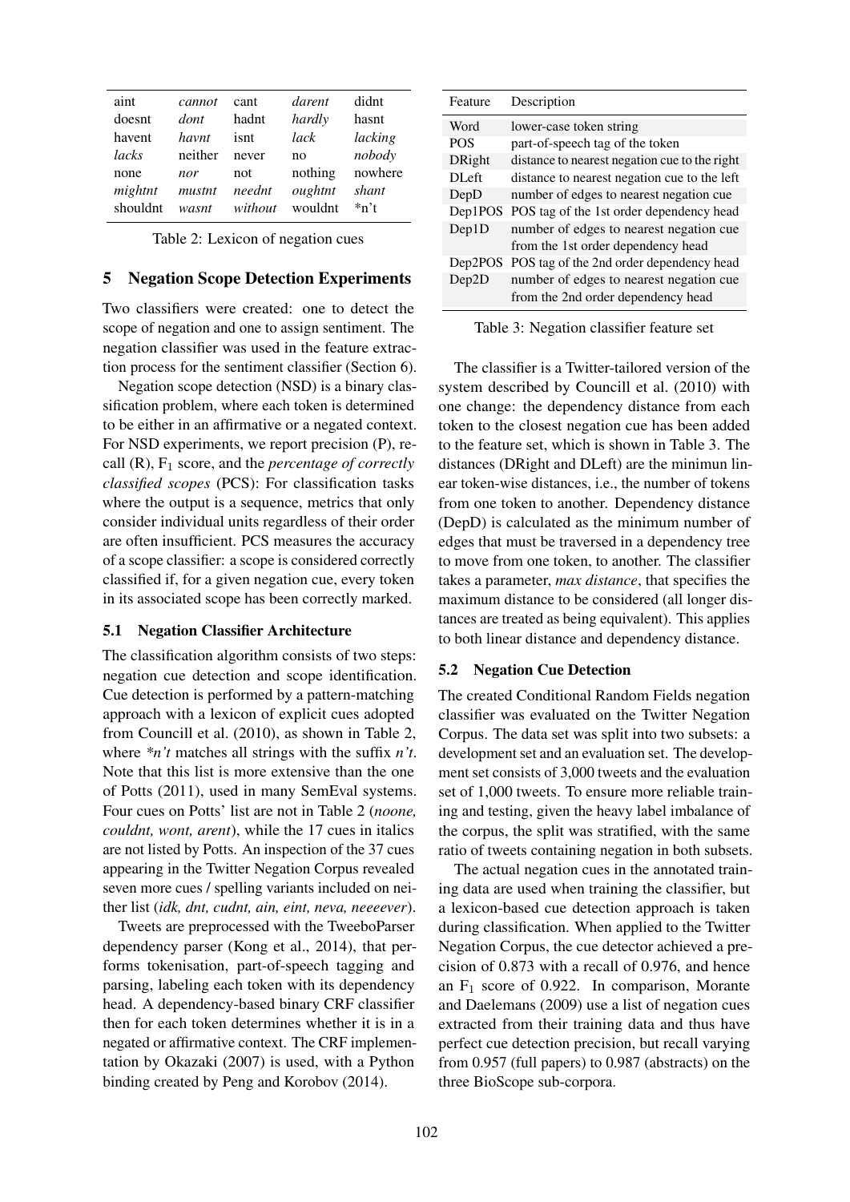| aint | *cannot* | cant | *darent* | didnt |
|---|---|---|---|---|
| doesnt | *dont* | hadnt | *hardly* | hasnt |
| havent | *havnt* | isnt | *lack* | *lacking* |
| *lacks* | neither | never | no | *nobody* |
| none | *nor* | not | nothing | nowhere |
| *mightnt* | *mustnt* | *neednt* | *oughtnt* | *shant* |
| shouldnt | *wasnt* | *without* | wouldnt | *n't |

Table 2: Lexicon of negation cues

## 5 Negation Scope Detection Experiments

Two classifiers were created: one to detect the scope of negation and one to assign sentiment. The negation classifier was used in the feature extraction process for the sentiment classifier (Section 6).

Negation scope detection (NSD) is a binary classification problem, where each token is determined to be either in an affirmative or a negated context. For NSD experiments, we report precision (P), recall (R), $F_1$ score, and the *percentage of correctly classified scopes* (PCS): For classification tasks where the output is a sequence, metrics that only consider individual units regardless of their order are often insufficient. PCS measures the accuracy of a scope classifier: a scope is considered correctly classified if, for a given negation cue, every token in its associated scope has been correctly marked.

### 5.1 Negation Classifier Architecture

The classification algorithm consists of two steps: negation cue detection and scope identification. Cue detection is performed by a pattern-matching approach with a lexicon of explicit cues adopted from Councill et al. (2010), as shown in Table 2, where *\*n't* matches all strings with the suffix *n't*. Note that this list is more extensive than the one of Potts (2011), used in many SemEval systems. Four cues on Potts' list are not in Table 2 (*noone, couldnt, wont, arent*), while the 17 cues in italics are not listed by Potts. An inspection of the 37 cues appearing in the Twitter Negation Corpus revealed seven more cues / spelling variants included on neither list (*idk, dnt, cudnt, ain, eint, neva, neeeever*).

Tweets are preprocessed with the TweeboParser dependency parser (Kong et al., 2014), that performs tokenisation, part-of-speech tagging and parsing, labeling each token with its dependency head. A dependency-based binary CRF classifier then for each token determines whether it is in a negated or affirmative context. The CRF implementation by Okazaki (2007) is used, with a Python binding created by Peng and Korobov (2014).

| Feature | Description |
|---|---|
| Word | lower-case token string |
| POS | part-of-speech tag of the token |
| DRight | distance to nearest negation cue to the right |
| DLeft | distance to nearest negation cue to the left |
| DepD | number of edges to nearest negation cue |
| Dep1POS | POS tag of the 1st order dependency head |
| Dep1D | number of edges to nearest negation cue from the 1st order dependency head |
| Dep2POS | POS tag of the 2nd order dependency head |
| Dep2D | number of edges to nearest negation cue from the 2nd order dependency head |

Table 3: Negation classifier feature set

The classifier is a Twitter-tailored version of the system described by Councill et al. (2010) with one change: the dependency distance from each token to the closest negation cue has been added to the feature set, which is shown in Table 3. The distances (DRight and DLeft) are the minimun linear token-wise distances, i.e., the number of tokens from one token to another. Dependency distance (DepD) is calculated as the minimum number of edges that must be traversed in a dependency tree to move from one token, to another. The classifier takes a parameter, *max distance*, that specifies the maximum distance to be considered (all longer distances are treated as being equivalent). This applies to both linear distance and dependency distance.

### 5.2 Negation Cue Detection

The created Conditional Random Fields negation classifier was evaluated on the Twitter Negation Corpus. The data set was split into two subsets: a development set and an evaluation set. The development set consists of 3,000 tweets and the evaluation set of 1,000 tweets. To ensure more reliable training and testing, given the heavy label imbalance of the corpus, the split was stratified, with the same ratio of tweets containing negation in both subsets.

The actual negation cues in the annotated training data are used when training the classifier, but a lexicon-based cue detection approach is taken during classification. When applied to the Twitter Negation Corpus, the cue detector achieved a precision of 0.873 with a recall of 0.976, and hence an $F_1$ score of 0.922. In comparison, Morante and Daelemans (2009) use a list of negation cues extracted from their training data and thus have perfect cue detection precision, but recall varying from 0.957 (full papers) to 0.987 (abstracts) on the three BioScope sub-corpora.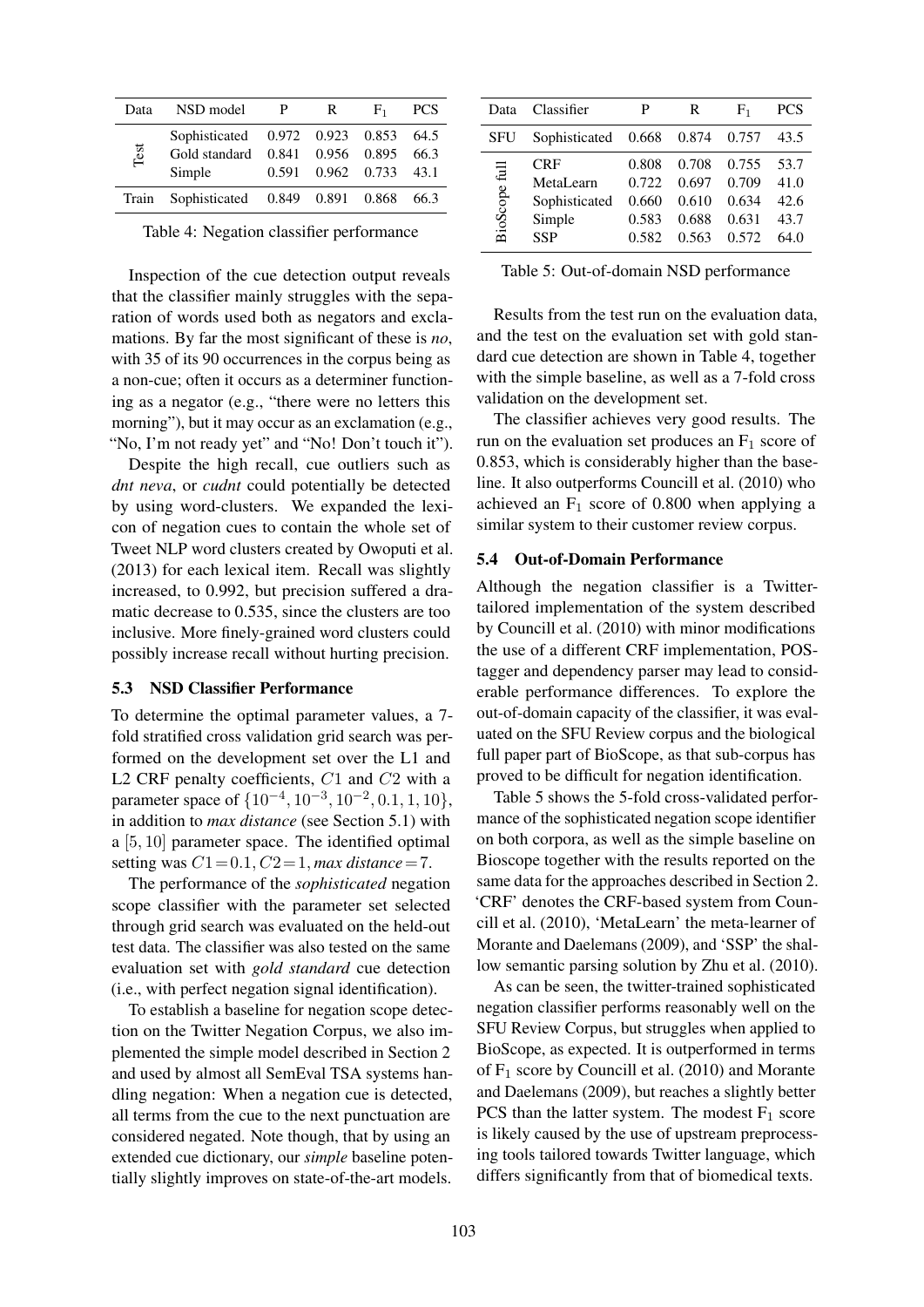| Data | NSD model | P | R | $F_1$ | PCS |
|---|---|---|---|---|---|
| Test | Sophisticated | 0.972 | 0.923 | 0.853 | 64.5 |
| | Gold standard | 0.841 | 0.956 | 0.895 | 66.3 |
| | Simple | 0.591 | 0.962 | 0.733 | 43.1 |
| Train | Sophisticated | 0.849 | 0.891 | 0.868 | 66.3 |

Table 4: Negation classifier performance

Inspection of the cue detection output reveals that the classifier mainly struggles with the separation of words used both as negators and exclamations. By far the most significant of these is *no*, with 35 of its 90 occurrences in the corpus being as a non-cue; often it occurs as a determiner functioning as a negator (e.g., "there were no letters this morning"), but it may occur as an exclamation (e.g., "No, I'm not ready yet" and "No! Don't touch it").

Despite the high recall, cue outliers such as *dnt neva*, or *cudnt* could potentially be detected by using word-clusters. We expanded the lexicon of negation cues to contain the whole set of Tweet NLP word clusters created by Owoputi et al. (2013) for each lexical item. Recall was slightly increased, to 0.992, but precision suffered a dramatic decrease to 0.535, since the clusters are too inclusive. More finely-grained word clusters could possibly increase recall without hurting precision.

### 5.3 NSD Classifier Performance

To determine the optimal parameter values, a 7-fold stratified cross validation grid search was performed on the development set over the L1 and L2 CRF penalty coefficients, $C1$ and $C2$ with a parameter space of $\{10^{-4}, 10^{-3}, 10^{-2}, 0.1, 1, 10\}$, in addition to *max distance* (see Section 5.1) with a $[5, 10]$ parameter space. The identified optimal setting was $C1 = 0.1, C2 = 1$, *max distance* $= 7$.

The performance of the *sophisticated* negation scope classifier with the parameter set selected through grid search was evaluated on the held-out test data. The classifier was also tested on the same evaluation set with *gold standard* cue detection (i.e., with perfect negation signal identification).

To establish a baseline for negation scope detection on the Twitter Negation Corpus, we also implemented the simple model described in Section 2 and used by almost all SemEval TSA systems handling negation: When a negation cue is detected, all terms from the cue to the next punctuation are considered negated. Note though, that by using an extended cue dictionary, our *simple* baseline potentially slightly improves on state-of-the-art models.

| Data | Classifier | P | R | $F_1$ | PCS |
|---|---|---|---|---|---|
| SFU | Sophisticated | 0.668 | 0.874 | 0.757 | 43.5 |
| BioScope full | CRF | 0.808 | 0.708 | 0.755 | 53.7 |
| | MetaLearn | 0.722 | 0.697 | 0.709 | 41.0 |
| | Sophisticated | 0.660 | 0.610 | 0.634 | 42.6 |
| | Simple | 0.583 | 0.688 | 0.631 | 43.7 |
| | SSP | 0.582 | 0.563 | 0.572 | 64.0 |

Table 5: Out-of-domain NSD performance

Results from the test run on the evaluation data, and the test on the evaluation set with gold standard cue detection are shown in Table 4, together with the simple baseline, as well as a 7-fold cross validation on the development set.

The classifier achieves very good results. The run on the evaluation set produces an $F_1$ score of 0.853, which is considerably higher than the baseline. It also outperforms Councill et al. (2010) who achieved an $F_1$ score of 0.800 when applying a similar system to their customer review corpus.

### 5.4 Out-of-Domain Performance

Although the negation classifier is a Twitter-tailored implementation of the system described by Councill et al. (2010) with minor modifications the use of a different CRF implementation, POS-tagger and dependency parser may lead to considerable performance differences. To explore the out-of-domain capacity of the classifier, it was evaluated on the SFU Review corpus and the biological full paper part of BioScope, as that sub-corpus has proved to be difficult for negation identification.

Table 5 shows the 5-fold cross-validated performance of the sophisticated negation scope identifier on both corpora, as well as the simple baseline on Bioscope together with the results reported on the same data for the approaches described in Section 2. 'CRF' denotes the CRF-based system from Councill et al. (2010), 'MetaLearn' the meta-learner of Morante and Daelemans (2009), and 'SSP' the shallow semantic parsing solution by Zhu et al. (2010).

As can be seen, the twitter-trained sophisticated negation classifier performs reasonably well on the SFU Review Corpus, but struggles when applied to BioScope, as expected. It is outperformed in terms of $F_1$ score by Councill et al. (2010) and Morante and Daelemans (2009), but reaches a slightly better PCS than the latter system. The modest $F_1$ score is likely caused by the use of upstream preprocessing tools tailored towards Twitter language, which differs significantly from that of biomedical texts.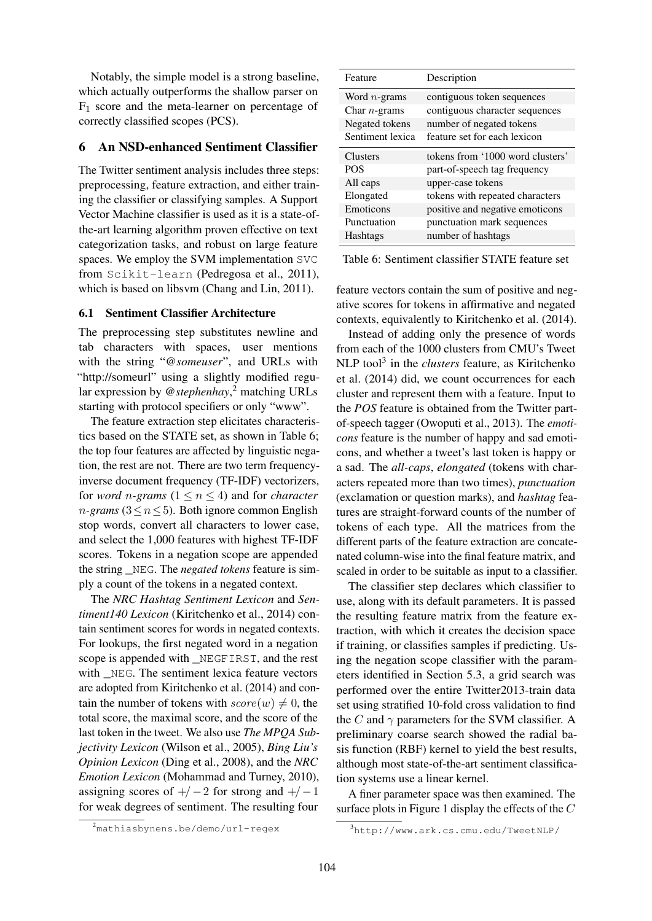Notably, the simple model is a strong baseline, which actually outperforms the shallow parser on $F_1$ score and the meta-learner on percentage of correctly classified scopes (PCS).

## 6 An NSD-enhanced Sentiment Classifier

The Twitter sentiment analysis includes three steps: preprocessing, feature extraction, and either training the classifier or classifying samples. A Support Vector Machine classifier is used as it is a state-of-the-art learning algorithm proven effective on text categorization tasks, and robust on large feature spaces. We employ the SVM implementation `SVC` from `Scikit-learn` (Pedregosa et al., 2011), which is based on libsvm (Chang and Lin, 2011).

### 6.1 Sentiment Classifier Architecture

The preprocessing step substitutes newline and tab characters with spaces, user mentions with the string "*@someuser*", and URLs with "http://someurl" using a slightly modified regular expression by *@stephenhay*,[2] matching URLs starting with protocol specifiers or only "www".

The feature extraction step elicitates characteristics based on the STATE set, as shown in Table 6; the top four features are affected by linguistic negation, the rest are not. There are two term frequency-inverse document frequency (TF-IDF) vectorizers, for *word n-grams* ($1 \leq n \leq 4$) and for *character n-grams* ($3 \leq n \leq 5$). Both ignore common English stop words, convert all characters to lower case, and select the 1,000 features with highest TF-IDF scores. Tokens in a negation scope are appended the string `_NEG`. The *negated tokens* feature is simply a count of the tokens in a negated context.

The *NRC Hashtag Sentiment Lexicon* and *Sentiment140 Lexicon* (Kiritchenko et al., 2014) contain sentiment scores for words in negated contexts. For lookups, the first negated word in a negation scope is appended with `_NEGFIRST`, and the rest with `_NEG`. The sentiment lexica feature vectors are adopted from Kiritchenko et al. (2014) and contain the number of tokens with $score(w) \neq 0$, the total score, the maximal score, and the score of the last token in the tweet. We also use *The MPQA Subjectivity Lexicon* (Wilson et al., 2005), *Bing Liu's Opinion Lexicon* (Ding et al., 2008), and the *NRC Emotion Lexicon* (Mohammad and Turney, 2010), assigning scores of $+/-2$ for strong and $+/-1$ for weak degrees of sentiment. The resulting four

| Feature | Description |
|---|---|
| Word $n$-grams | contiguous token sequences |
| Char $n$-grams | contiguous character sequences |
| Negated tokens | number of negated tokens |
| Sentiment lexica | feature set for each lexicon |
| Clusters | tokens from '1000 word clusters' |
| POS | part-of-speech tag frequency |
| All caps | upper-case tokens |
| Elongated | tokens with repeated characters |
| Emoticons | positive and negative emoticons |
| Punctuation | punctuation mark sequences |
| Hashtags | number of hashtags |

Table 6: Sentiment classifier STATE feature set

feature vectors contain the sum of positive and negative scores for tokens in affirmative and negated contexts, equivalently to Kiritchenko et al. (2014).

Instead of adding only the presence of words from each of the 1000 clusters from CMU's Tweet NLP tool[3] in the *clusters* feature, as Kiritchenko et al. (2014) did, we count occurrences for each cluster and represent them with a feature. Input to the *POS* feature is obtained from the Twitter part-of-speech tagger (Owoputi et al., 2013). The *emoticons* feature is the number of happy and sad emoticons, and whether a tweet's last token is happy or a sad. The *all-caps*, *elongated* (tokens with characters repeated more than two times), *punctuation* (exclamation or question marks), and *hashtag* features are straight-forward counts of the number of tokens of each type. All the matrices from the different parts of the feature extraction are concatenated column-wise into the final feature matrix, and scaled in order to be suitable as input to a classifier.

The classifier step declares which classifier to use, along with its default parameters. It is passed the resulting feature matrix from the feature extraction, with which it creates the decision space if training, or classifies samples if predicting. Using the negation scope classifier with the parameters identified in Section 5.3, a grid search was performed over the entire Twitter2013-train data set using stratified 10-fold cross validation to find the $C$ and $\gamma$ parameters for the SVM classifier. A preliminary coarse search showed the radial basis function (RBF) kernel to yield the best results, although most state-of-the-art sentiment classification systems use a linear kernel.

A finer parameter space was then examined. The surface plots in Figure 1 display the effects of the $C$

[2] mathiasbynens.be/demo/url-regex

[3] http://www.ark.cs.cmu.edu/TweetNLP/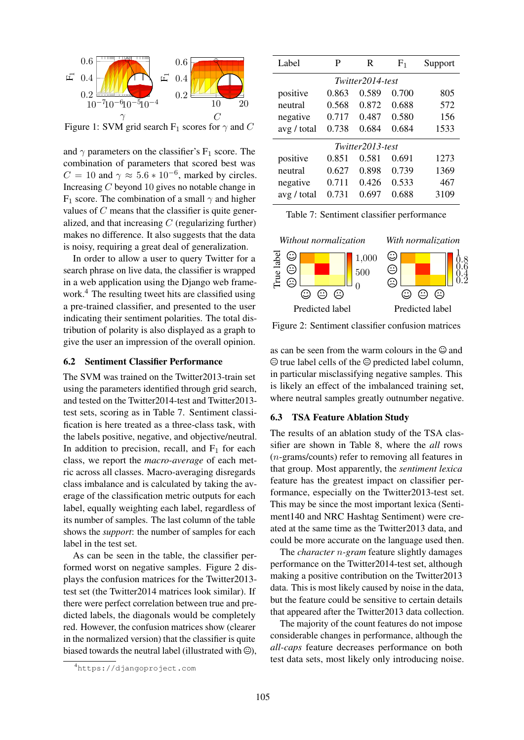Figure 1: SVM grid search $F_1$ scores for $\gamma$ and $C$

and $\gamma$ parameters on the classifier's $F_1$ score. The combination of parameters that scored best was $C = 10$ and $\gamma \approx 5.6 * 10^{-6}$, marked by circles. Increasing $C$ beyond 10 gives no notable change in $F_1$ score. The combination of a small $\gamma$ and higher values of $C$ means that the classifier is quite generalized, and that increasing $C$ (regularizing further) makes no difference. It also suggests that the data is noisy, requiring a great deal of generalization.

In order to allow a user to query Twitter for a search phrase on live data, the classifier is wrapped in a web application using the Django web framework.[4] The resulting tweet hits are classified using a pre-trained classifier, and presented to the user indicating their sentiment polarities. The total distribution of polarity is also displayed as a graph to give the user an impression of the overall opinion.

## 6.2 Sentiment Classifier Performance

The SVM was trained on the Twitter2013-train set using the parameters identified through grid search, and tested on the Twitter2014-test and Twitter2013-test sets, scoring as in Table 7. Sentiment classification is here treated as a three-class task, with the labels positive, negative, and objective/neutral. In addition to precision, recall, and $F_1$ for each class, we report the *macro-average* of each metric across all classes. Macro-averaging disregards class imbalance and is calculated by taking the average of the classification metric outputs for each label, equally weighting each label, regardless of its number of samples. The last column of the table shows the *support*: the number of samples for each label in the test set.

As can be seen in the table, the classifier performed worst on negative samples. Figure 2 displays the confusion matrices for the Twitter2013-test set (the Twitter2014 matrices look similar). If there were perfect correlation between true and predicted labels, the diagonals would be completely red. However, the confusion matrices show (clearer in the normalized version) that the classifier is quite biased towards the neutral label (illustrated with 😐),

[4] https://djangoproject.com

| Label | P | R | $F_1$ | Support |
|---|---|---|---|---|
| *Twitter2014-test* | | | | |
| positive | 0.863 | 0.589 | 0.700 | 805 |
| neutral | 0.568 | 0.872 | 0.688 | 572 |
| negative | 0.717 | 0.487 | 0.580 | 156 |
| avg / total | 0.738 | 0.684 | 0.684 | 1533 |
| *Twitter2013-test* | | | | |
| positive | 0.851 | 0.581 | 0.691 | 1273 |
| neutral | 0.627 | 0.898 | 0.739 | 1369 |
| negative | 0.711 | 0.426 | 0.533 | 467 |
| avg / total | 0.731 | 0.697 | 0.688 | 3109 |

Table 7: Sentiment classifier performance

Figure 2: Sentiment classifier confusion matrices

as can be seen from the warm colours in the 🙂 and ☹ true label cells of the 😐 predicted label column, in particular misclassifying negative samples. This is likely an effect of the imbalanced training set, where neutral samples greatly outnumber negative.

## 6.3 TSA Feature Ablation Study

The results of an ablation study of the TSA classifier are shown in Table 8, where the *all* rows ($n$-grams/counts) refer to removing all features in that group. Most apparently, the *sentiment lexica* feature has the greatest impact on classifier performance, especially on the Twitter2013-test set. This may be since the most important lexica (Sentiment140 and NRC Hashtag Sentiment) were created at the same time as the Twitter2013 data, and could be more accurate on the language used then.

The *character $n$-gram* feature slightly damages performance on the Twitter2014-test set, although making a positive contribution on the Twitter2013 data. This is most likely caused by noise in the data, but the feature could be sensitive to certain details that appeared after the Twitter2013 data collection.

The majority of the count features do not impose considerable changes in performance, although the *all-caps* feature decreases performance on both test data sets, most likely only introducing noise.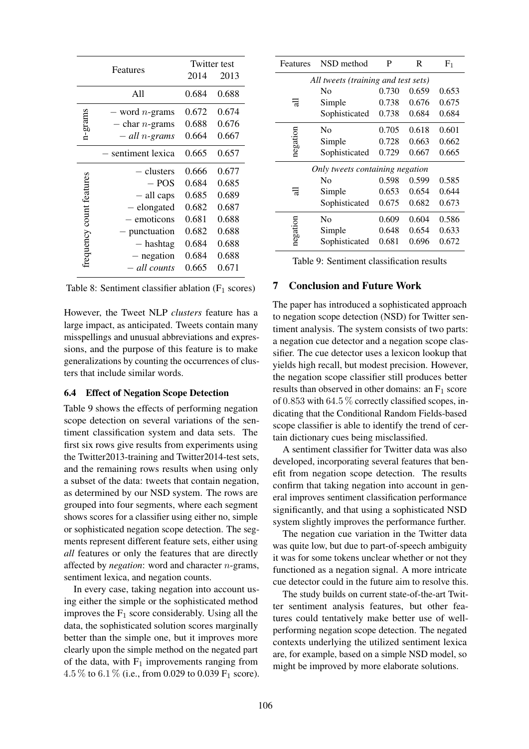| | Features | Twitter test 2014 | Twitter test 2013 |
|---|---|---|---|
| | All | 0.684 | 0.688 |
| n-grams | − word $n$-grams | 0.672 | 0.674 |
| | − char $n$-grams | 0.688 | 0.676 |
| | − *all $n$-grams* | 0.664 | 0.667 |
| | − sentiment lexica | 0.665 | 0.657 |
| frequency count features | − clusters | 0.666 | 0.677 |
| | − POS | 0.684 | 0.685 |
| | − all caps | 0.685 | 0.689 |
| | − elongated | 0.682 | 0.687 |
| | − emoticons | 0.681 | 0.688 |
| | − punctuation | 0.682 | 0.688 |
| | − hashtag | 0.684 | 0.688 |
| | − negation | 0.684 | 0.688 |
| | − *all counts* | 0.665 | 0.671 |

Table 8: Sentiment classifier ablation ($F_1$ scores)

However, the Tweet NLP *clusters* feature has a large impact, as anticipated. Tweets contain many misspellings and unusual abbreviations and expressions, and the purpose of this feature is to make generalizations by counting the occurrences of clusters that include similar words.

### 6.4 Effect of Negation Scope Detection

Table 9 shows the effects of performing negation scope detection on several variations of the sentiment classification system and data sets. The first six rows give results from experiments using the Twitter2013-training and Twitter2014-test sets, and the remaining rows results when using only a subset of the data: tweets that contain negation, as determined by our NSD system. The rows are grouped into four segments, where each segment shows scores for a classifier using either no, simple or sophisticated negation scope detection. The segments represent different feature sets, either using *all* features or only the features that are directly affected by *negation*: word and character $n$-grams, sentiment lexica, and negation counts.

In every case, taking negation into account using either the simple or the sophisticated method improves the $F_1$ score considerably. Using all the data, the sophisticated solution scores marginally better than the simple one, but it improves more clearly upon the simple method on the negated part of the data, with $F_1$ improvements ranging from $4.5\,\%$ to $6.1\,\%$ (i.e., from 0.029 to 0.039 $F_1$ score).

| Features | NSD method | P | R | $F_1$ |
|---|---|---|---|---|
| *All tweets (training and test sets)* | | | | |
| all | No | 0.730 | 0.659 | 0.653 |
| | Simple | 0.738 | 0.676 | 0.675 |
| | Sophisticated | 0.738 | 0.684 | 0.684 |
| negation | No | 0.705 | 0.618 | 0.601 |
| | Simple | 0.728 | 0.663 | 0.662 |
| | Sophisticated | 0.729 | 0.667 | 0.665 |
| *Only tweets containing negation* | | | | |
| all | No | 0.598 | 0.599 | 0.585 |
| | Simple | 0.653 | 0.654 | 0.644 |
| | Sophisticated | 0.675 | 0.682 | 0.673 |
| negation | No | 0.609 | 0.604 | 0.586 |
| | Simple | 0.648 | 0.654 | 0.633 |
| | Sophisticated | 0.681 | 0.696 | 0.672 |

Table 9: Sentiment classification results

## 7 Conclusion and Future Work

The paper has introduced a sophisticated approach to negation scope detection (NSD) for Twitter sentiment analysis. The system consists of two parts: a negation cue detector and a negation scope classifier. The cue detector uses a lexicon lookup that yields high recall, but modest precision. However, the negation scope classifier still produces better results than observed in other domains: an $F_1$ score of $0.853$ with $64.5\,\%$ correctly classified scopes, indicating that the Conditional Random Fields-based scope classifier is able to identify the trend of certain dictionary cues being misclassified.

A sentiment classifier for Twitter data was also developed, incorporating several features that benefit from negation scope detection. The results confirm that taking negation into account in general improves sentiment classification performance significantly, and that using a sophisticated NSD system slightly improves the performance further.

The negation cue variation in the Twitter data was quite low, but due to part-of-speech ambiguity it was for some tokens unclear whether or not they functioned as a negation signal. A more intricate cue detector could in the future aim to resolve this.

The study builds on current state-of-the-art Twitter sentiment analysis features, but other features could tentatively make better use of well-performing negation scope detection. The negated contexts underlying the utilized sentiment lexica are, for example, based on a simple NSD model, so might be improved by more elaborate solutions.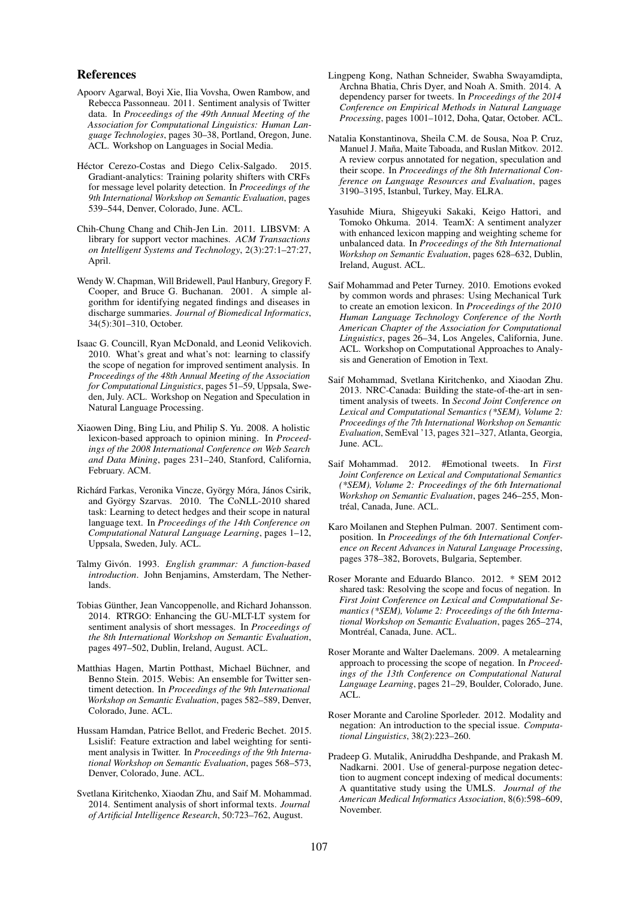## References

Apoorv Agarwal, Boyi Xie, Ilia Vovsha, Owen Rambow, and Rebecca Passonneau. 2011. Sentiment analysis of Twitter data. In *Proceedings of the 49th Annual Meeting of the Association for Computational Linguistics: Human Language Technologies*, pages 30–38, Portland, Oregon, June. ACL. Workshop on Languages in Social Media.

Héctor Cerezo-Costas and Diego Celix-Salgado. 2015. Gradiant-analytics: Training polarity shifters with CRFs for message level polarity detection. In *Proceedings of the 9th International Workshop on Semantic Evaluation*, pages 539–544, Denver, Colorado, June. ACL.

Chih-Chung Chang and Chih-Jen Lin. 2011. LIBSVM: A library for support vector machines. *ACM Transactions on Intelligent Systems and Technology*, 2(3):27:1–27:27, April.

Wendy W. Chapman, Will Bridewell, Paul Hanbury, Gregory F. Cooper, and Bruce G. Buchanan. 2001. A simple algorithm for identifying negated findings and diseases in discharge summaries. *Journal of Biomedical Informatics*, 34(5):301–310, October.

Isaac G. Councill, Ryan McDonald, and Leonid Velikovich. 2010. What's great and what's not: learning to classify the scope of negation for improved sentiment analysis. In *Proceedings of the 48th Annual Meeting of the Association for Computational Linguistics*, pages 51–59, Uppsala, Sweden, July. ACL. Workshop on Negation and Speculation in Natural Language Processing.

Xiaowen Ding, Bing Liu, and Philip S. Yu. 2008. A holistic lexicon-based approach to opinion mining. In *Proceedings of the 2008 International Conference on Web Search and Data Mining*, pages 231–240, Stanford, California, February. ACM.

Richárd Farkas, Veronika Vincze, György Móra, János Csirik, and György Szarvas. 2010. The CoNLL-2010 shared task: Learning to detect hedges and their scope in natural language text. In *Proceedings of the 14th Conference on Computational Natural Language Learning*, pages 1–12, Uppsala, Sweden, July. ACL.

Talmy Givón. 1993. *English grammar: A function-based introduction*. John Benjamins, Amsterdam, The Netherlands.

Tobias Günther, Jean Vancoppenolle, and Richard Johansson. 2014. RTRGO: Enhancing the GU-MLT-LT system for sentiment analysis of short messages. In *Proceedings of the 8th International Workshop on Semantic Evaluation*, pages 497–502, Dublin, Ireland, August. ACL.

Matthias Hagen, Martin Potthast, Michael Büchner, and Benno Stein. 2015. Webis: An ensemble for Twitter sentiment detection. In *Proceedings of the 9th International Workshop on Semantic Evaluation*, pages 582–589, Denver, Colorado, June. ACL.

Hussam Hamdan, Patrice Bellot, and Frederic Bechet. 2015. Lsislif: Feature extraction and label weighting for sentiment analysis in Twitter. In *Proceedings of the 9th International Workshop on Semantic Evaluation*, pages 568–573, Denver, Colorado, June. ACL.

Svetlana Kiritchenko, Xiaodan Zhu, and Saif M. Mohammad. 2014. Sentiment analysis of short informal texts. *Journal of Artificial Intelligence Research*, 50:723–762, August.

Lingpeng Kong, Nathan Schneider, Swabha Swayamdipta, Archna Bhatia, Chris Dyer, and Noah A. Smith. 2014. A dependency parser for tweets. In *Proceedings of the 2014 Conference on Empirical Methods in Natural Language Processing*, pages 1001–1012, Doha, Qatar, October. ACL.

Natalia Konstantinova, Sheila C.M. de Sousa, Noa P. Cruz, Manuel J. Maña, Maite Taboada, and Ruslan Mitkov. 2012. A review corpus annotated for negation, speculation and their scope. In *Proceedings of the 8th International Conference on Language Resources and Evaluation*, pages 3190–3195, Istanbul, Turkey, May. ELRA.

Yasuhide Miura, Shigeyuki Sakaki, Keigo Hattori, and Tomoko Ohkuma. 2014. TeamX: A sentiment analyzer with enhanced lexicon mapping and weighting scheme for unbalanced data. In *Proceedings of the 8th International Workshop on Semantic Evaluation*, pages 628–632, Dublin, Ireland, August. ACL.

Saif Mohammad and Peter Turney. 2010. Emotions evoked by common words and phrases: Using Mechanical Turk to create an emotion lexicon. In *Proceedings of the 2010 Human Language Technology Conference of the North American Chapter of the Association for Computational Linguistics*, pages 26–34, Los Angeles, California, June. ACL. Workshop on Computational Approaches to Analysis and Generation of Emotion in Text.

Saif Mohammad, Svetlana Kiritchenko, and Xiaodan Zhu. 2013. NRC-Canada: Building the state-of-the-art in sentiment analysis of tweets. In *Second Joint Conference on Lexical and Computational Semantics (*SEM), Volume 2: Proceedings of the 7th International Workshop on Semantic Evaluation*, SemEval '13, pages 321–327, Atlanta, Georgia, June. ACL.

Saif Mohammad. 2012. #Emotional tweets. In *First Joint Conference on Lexical and Computational Semantics (*SEM), Volume 2: Proceedings of the 6th International Workshop on Semantic Evaluation*, pages 246–255, Montréal, Canada, June. ACL.

Karo Moilanen and Stephen Pulman. 2007. Sentiment composition. In *Proceedings of the 6th International Conference on Recent Advances in Natural Language Processing*, pages 378–382, Borovets, Bulgaria, September.

Roser Morante and Eduardo Blanco. 2012. * SEM 2012 shared task: Resolving the scope and focus of negation. In *First Joint Conference on Lexical and Computational Semantics (*SEM), Volume 2: Proceedings of the 6th International Workshop on Semantic Evaluation*, pages 265–274, Montréal, Canada, June. ACL.

Roser Morante and Walter Daelemans. 2009. A metalearning approach to processing the scope of negation. In *Proceedings of the 13th Conference on Computational Natural Language Learning*, pages 21–29, Boulder, Colorado, June. ACL.

Roser Morante and Caroline Sporleder. 2012. Modality and negation: An introduction to the special issue. *Computational Linguistics*, 38(2):223–260.

Pradeep G. Mutalik, Aniruddha Deshpande, and Prakash M. Nadkarni. 2001. Use of general-purpose negation detection to augment concept indexing of medical documents: A quantitative study using the UMLS. *Journal of the American Medical Informatics Association*, 8(6):598–609, November.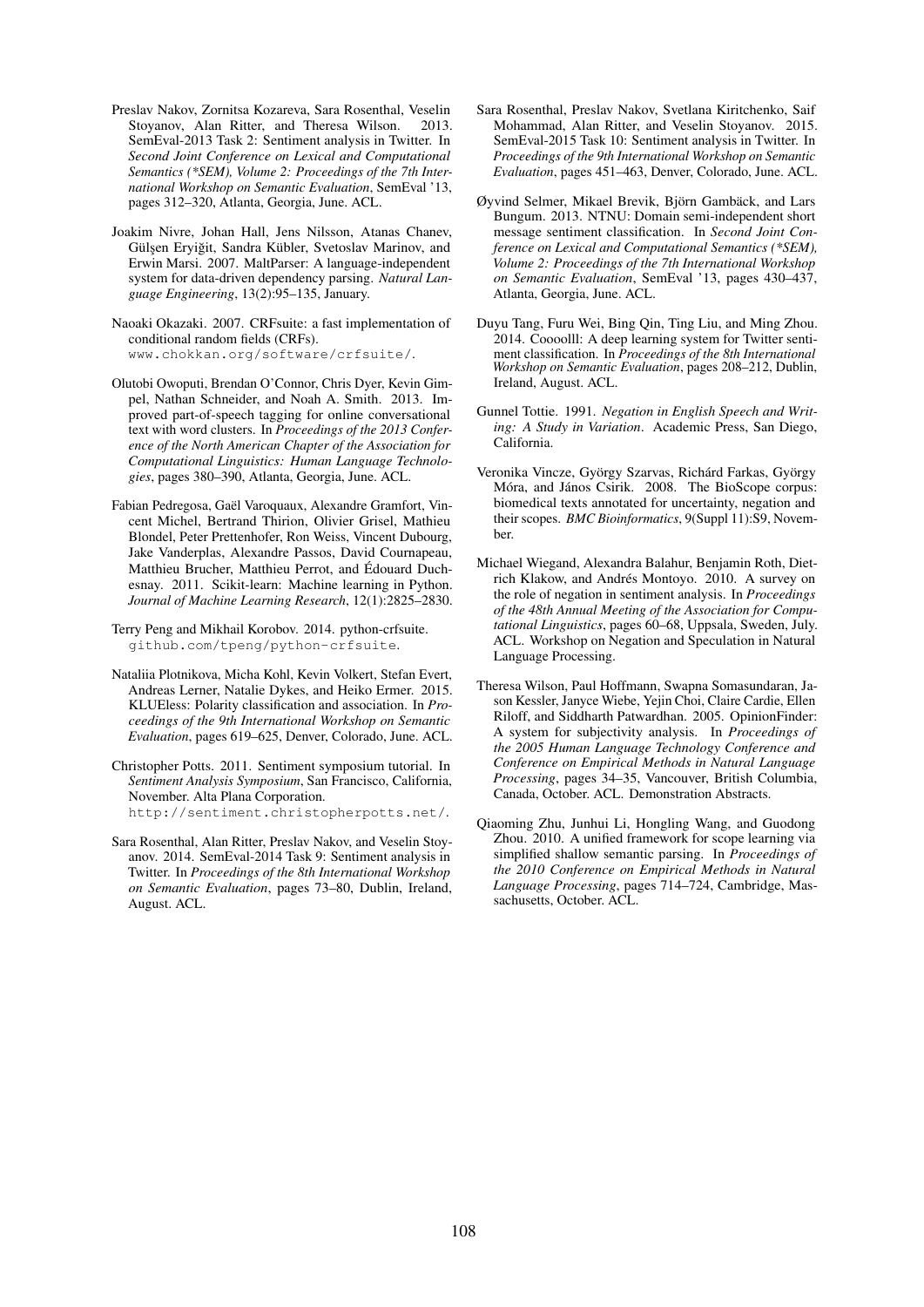Preslav Nakov, Zornitsa Kozareva, Sara Rosenthal, Veselin Stoyanov, Alan Ritter, and Theresa Wilson. 2013. SemEval-2013 Task 2: Sentiment analysis in Twitter. In *Second Joint Conference on Lexical and Computational Semantics (*SEM), Volume 2: Proceedings of the 7th International Workshop on Semantic Evaluation*, SemEval '13, pages 312–320, Atlanta, Georgia, June. ACL.

Joakim Nivre, Johan Hall, Jens Nilsson, Atanas Chanev, Gülşen Eryiğit, Sandra Kübler, Svetoslav Marinov, and Erwin Marsi. 2007. MaltParser: A language-independent system for data-driven dependency parsing. *Natural Language Engineering*, 13(2):95–135, January.

Naoaki Okazaki. 2007. CRFsuite: a fast implementation of conditional random fields (CRFs). www.chokkan.org/software/crfsuite/.

Olutobi Owoputi, Brendan O'Connor, Chris Dyer, Kevin Gimpel, Nathan Schneider, and Noah A. Smith. 2013. Improved part-of-speech tagging for online conversational text with word clusters. In *Proceedings of the 2013 Conference of the North American Chapter of the Association for Computational Linguistics: Human Language Technologies*, pages 380–390, Atlanta, Georgia, June. ACL.

Fabian Pedregosa, Gaël Varoquaux, Alexandre Gramfort, Vincent Michel, Bertrand Thirion, Olivier Grisel, Mathieu Blondel, Peter Prettenhofer, Ron Weiss, Vincent Dubourg, Jake Vanderplas, Alexandre Passos, David Cournapeau, Matthieu Brucher, Matthieu Perrot, and Édouard Duchesnay. 2011. Scikit-learn: Machine learning in Python. *Journal of Machine Learning Research*, 12(1):2825–2830.

Terry Peng and Mikhail Korobov. 2014. python-crfsuite. github.com/tpeng/python-crfsuite.

Nataliia Plotnikova, Micha Kohl, Kevin Volkert, Stefan Evert, Andreas Lerner, Natalie Dykes, and Heiko Ermer. 2015. KLUEless: Polarity classification and association. In *Proceedings of the 9th International Workshop on Semantic Evaluation*, pages 619–625, Denver, Colorado, June. ACL.

Christopher Potts. 2011. Sentiment symposium tutorial. In *Sentiment Analysis Symposium*, San Francisco, California, November. Alta Plana Corporation. http://sentiment.christopherpotts.net/.

Sara Rosenthal, Alan Ritter, Preslav Nakov, and Veselin Stoyanov. 2014. SemEval-2014 Task 9: Sentiment analysis in Twitter. In *Proceedings of the 8th International Workshop on Semantic Evaluation*, pages 73–80, Dublin, Ireland, August. ACL.

Sara Rosenthal, Preslav Nakov, Svetlana Kiritchenko, Saif Mohammad, Alan Ritter, and Veselin Stoyanov. 2015. SemEval-2015 Task 10: Sentiment analysis in Twitter. In *Proceedings of the 9th International Workshop on Semantic Evaluation*, pages 451–463, Denver, Colorado, June. ACL.

Øyvind Selmer, Mikael Brevik, Björn Gambäck, and Lars Bungum. 2013. NTNU: Domain semi-independent short message sentiment classification. In *Second Joint Conference on Lexical and Computational Semantics (*SEM), Volume 2: Proceedings of the 7th International Workshop on Semantic Evaluation*, SemEval '13, pages 430–437, Atlanta, Georgia, June. ACL.

Duyu Tang, Furu Wei, Bing Qin, Ting Liu, and Ming Zhou. 2014. Coooolll: A deep learning system for Twitter sentiment classification. In *Proceedings of the 8th International Workshop on Semantic Evaluation*, pages 208–212, Dublin, Ireland, August. ACL.

Gunnel Tottie. 1991. *Negation in English Speech and Writing: A Study in Variation*. Academic Press, San Diego, California.

Veronika Vincze, György Szarvas, Richárd Farkas, György Móra, and János Csirik. 2008. The BioScope corpus: biomedical texts annotated for uncertainty, negation and their scopes. *BMC Bioinformatics*, 9(Suppl 11):S9, November.

Michael Wiegand, Alexandra Balahur, Benjamin Roth, Dietrich Klakow, and Andrés Montoyo. 2010. A survey on the role of negation in sentiment analysis. In *Proceedings of the 48th Annual Meeting of the Association for Computational Linguistics*, pages 60–68, Uppsala, Sweden, July. ACL. Workshop on Negation and Speculation in Natural Language Processing.

Theresa Wilson, Paul Hoffmann, Swapna Somasundaran, Jason Kessler, Janyce Wiebe, Yejin Choi, Claire Cardie, Ellen Riloff, and Siddharth Patwardhan. 2005. OpinionFinder: A system for subjectivity analysis. In *Proceedings of the 2005 Human Language Technology Conference and Conference on Empirical Methods in Natural Language Processing*, pages 34–35, Vancouver, British Columbia, Canada, October. ACL. Demonstration Abstracts.

Qiaoming Zhu, Junhui Li, Hongling Wang, and Guodong Zhou. 2010. A unified framework for scope learning via simplified shallow semantic parsing. In *Proceedings of the 2010 Conference on Empirical Methods in Natural Language Processing*, pages 714–724, Cambridge, Massachusetts, October. ACL.